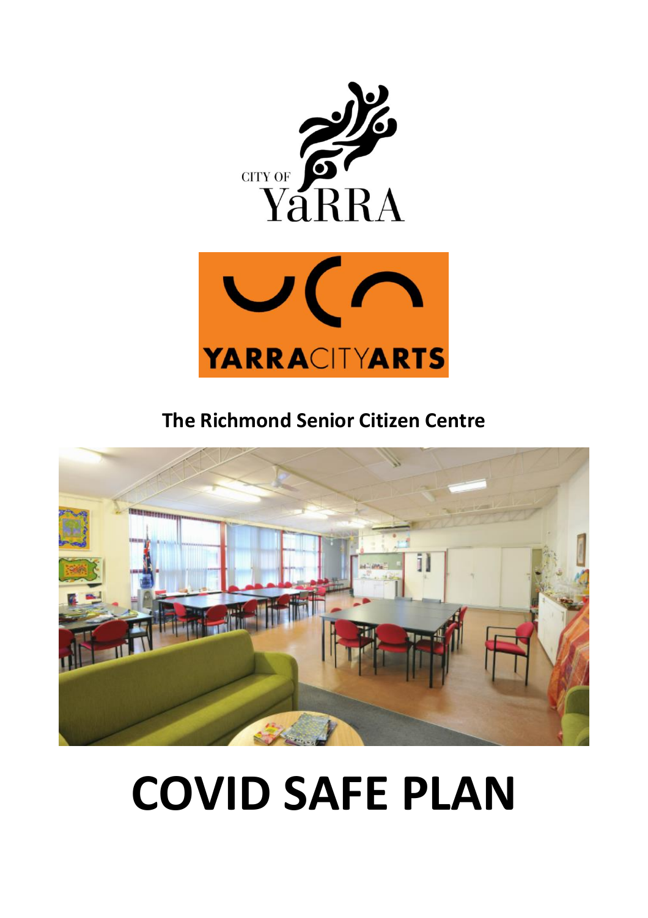CITY OF YaRRA

YARRACITYARTS

**The Richmond Senior Citizen Centre**

# COVID SAFE PLAN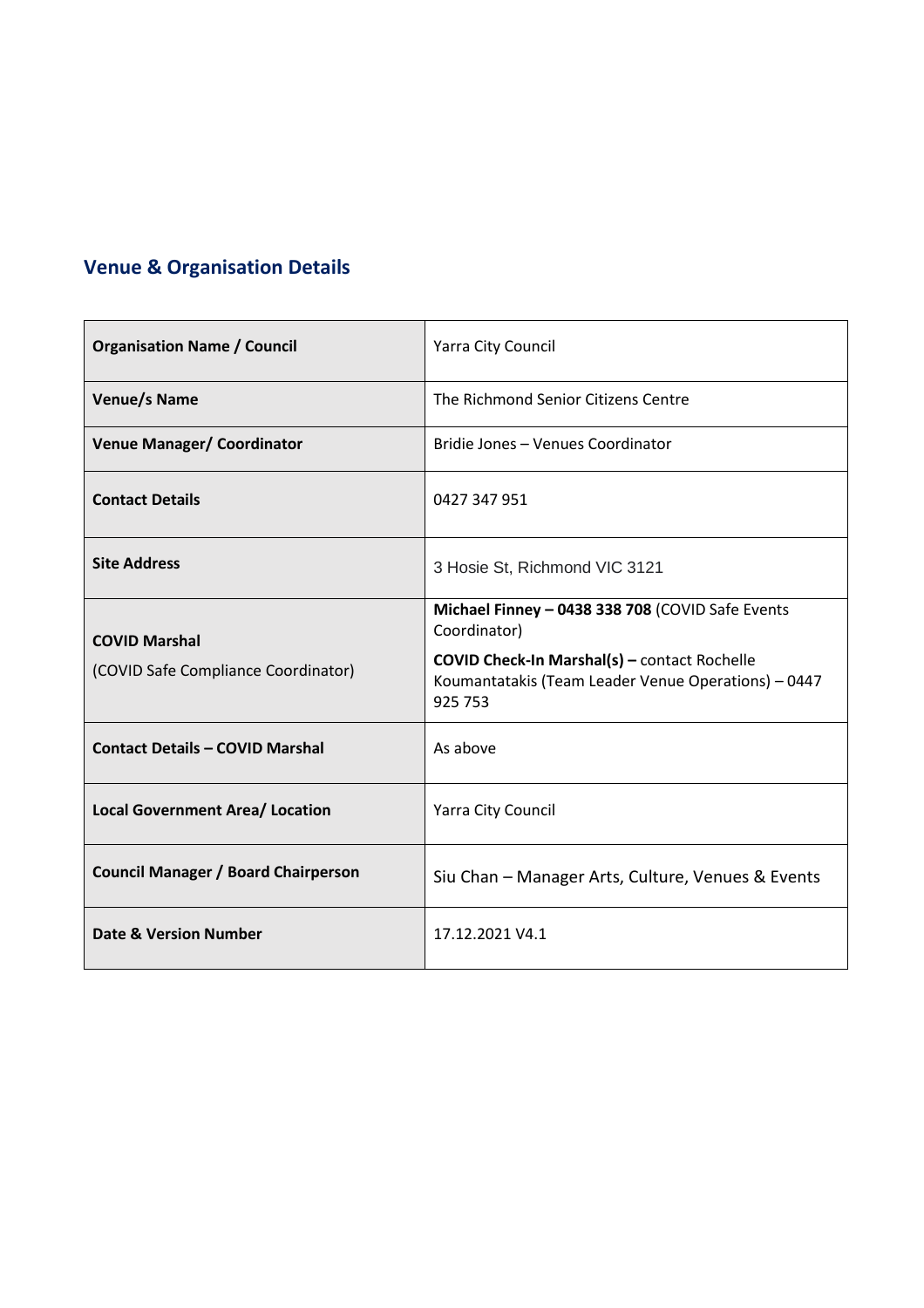## Venue & Organisation Details

| | |
|---|---|
| **Organisation Name / Council** | Yarra City Council |
| **Venue/s Name** | The Richmond Senior Citizens Centre |
| **Venue Manager/ Coordinator** | Bridie Jones – Venues Coordinator |
| **Contact Details** | 0427 347 951 |
| **Site Address** | 3 Hosie St, Richmond VIC 3121 |
| **COVID Marshal**<br>(COVID Safe Compliance Coordinator) | **Michael Finney – 0438 338 708** (COVID Safe Events Coordinator)<br>**COVID Check-In Marshal(s) –** contact Rochelle Koumantatakis (Team Leader Venue Operations) – 0447 925 753 |
| **Contact Details – COVID Marshal** | As above |
| **Local Government Area/ Location** | Yarra City Council |
| **Council Manager / Board Chairperson** | Siu Chan – Manager Arts, Culture, Venues & Events |
| **Date & Version Number** | 17.12.2021 V4.1 |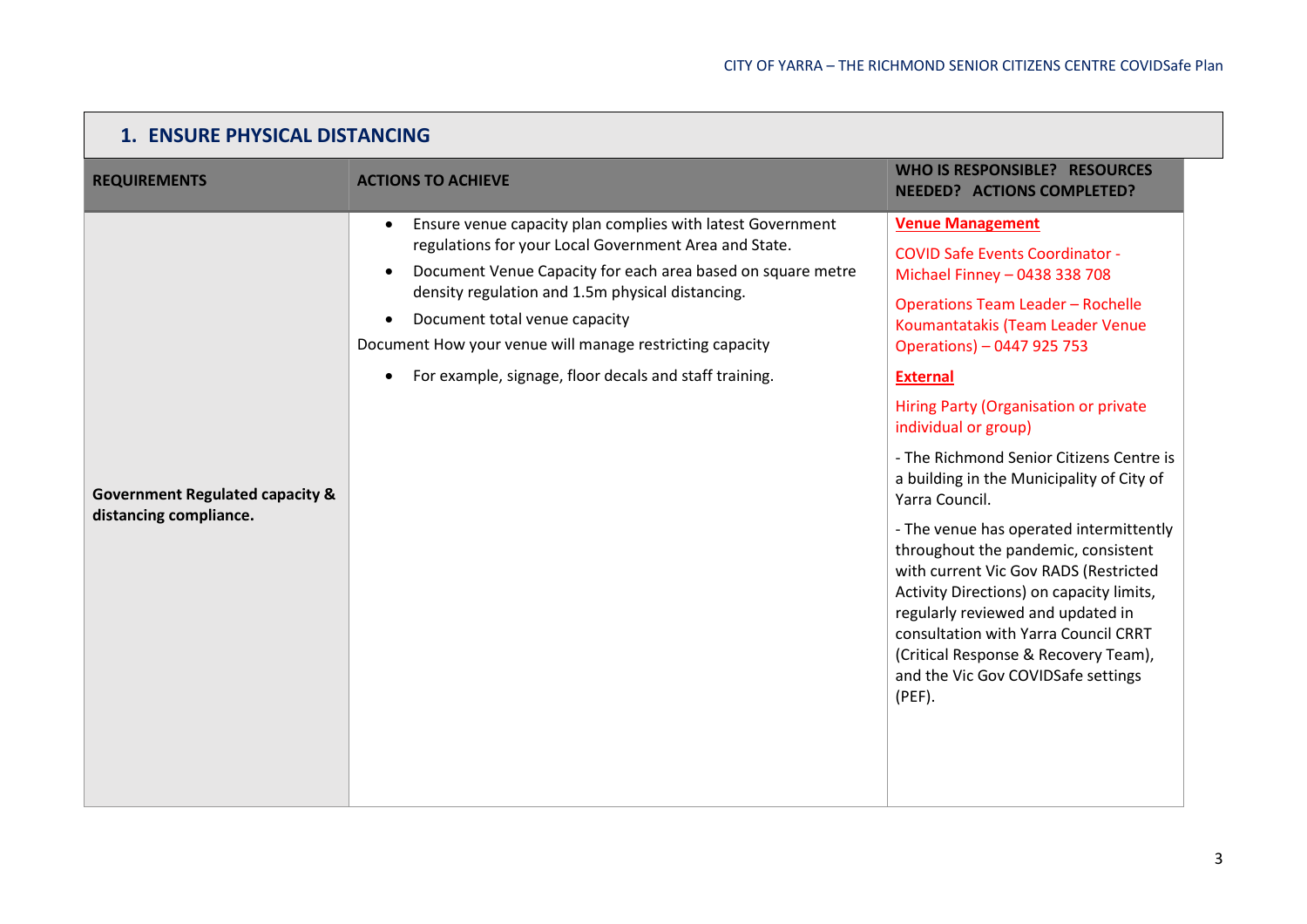## 1. ENSURE PHYSICAL DISTANCING

| REQUIREMENTS | ACTIONS TO ACHIEVE | WHO IS RESPONSIBLE? RESOURCES NEEDED? ACTIONS COMPLETED? |
|---|---|---|
| **Government Regulated capacity & distancing compliance.** | • Ensure venue capacity plan complies with latest Government regulations for your Local Government Area and State.<br>• Document Venue Capacity for each area based on square metre density regulation and 1.5m physical distancing.<br>• Document total venue capacity<br>Document How your venue will manage restricting capacity<br>• For example, signage, floor decals and staff training. | **Venue Management**<br>COVID Safe Events Coordinator - Michael Finney – 0438 338 708<br>Operations Team Leader – Rochelle Koumantatakis (Team Leader Venue Operations) – 0447 925 753<br>**External**<br>Hiring Party (Organisation or private individual or group)<br>- The Richmond Senior Citizens Centre is a building in the Municipality of City of Yarra Council.<br>- The venue has operated intermittently throughout the pandemic, consistent with current Vic Gov RADS (Restricted Activity Directions) on capacity limits, regularly reviewed and updated in consultation with Yarra Council CRRT (Critical Response & Recovery Team), and the Vic Gov COVIDSafe settings (PEF). |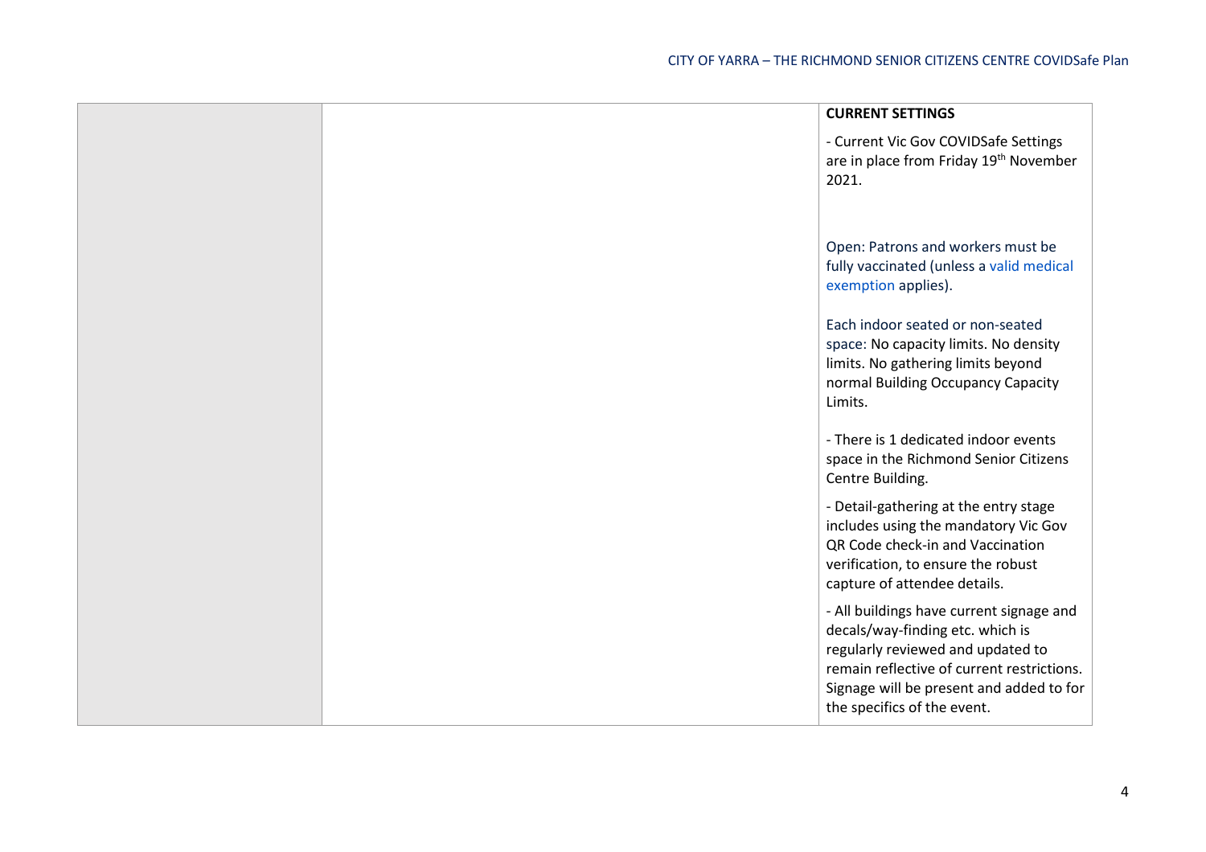|  |  | **CURRENT SETTINGS**<br><br>- Current Vic Gov COVIDSafe Settings are in place from Friday 19th November 2021.<br><br>Open: Patrons and workers must be fully vaccinated (unless a valid medical exemption applies).<br><br>Each indoor seated or non-seated space: No capacity limits. No density limits. No gathering limits beyond normal Building Occupancy Capacity Limits.<br><br>- There is 1 dedicated indoor events space in the Richmond Senior Citizens Centre Building.<br><br>- Detail-gathering at the entry stage includes using the mandatory Vic Gov QR Code check-in and Vaccination verification, to ensure the robust capture of attendee details.<br><br>- All buildings have current signage and decals/way-finding etc. which is regularly reviewed and updated to remain reflective of current restrictions. Signage will be present and added to for the specifics of the event. |
|---|---|---|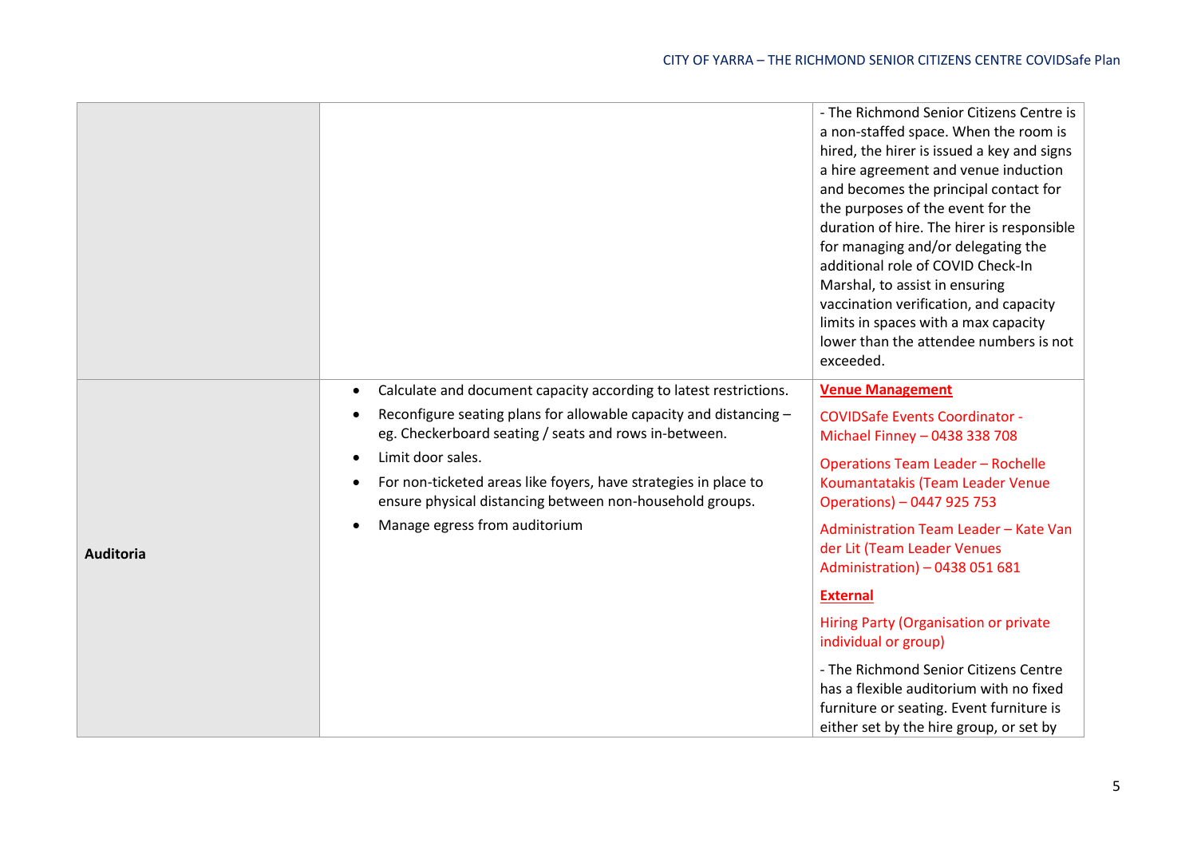| | | |
|---|---|---|
| | | - The Richmond Senior Citizens Centre is a non-staffed space. When the room is hired, the hirer is issued a key and signs a hire agreement and venue induction and becomes the principal contact for the purposes of the event for the duration of hire. The hirer is responsible for managing and/or delegating the additional role of COVID Check-In Marshal, to assist in ensuring vaccination verification, and capacity limits in spaces with a max capacity lower than the attendee numbers is not exceeded. |
| **Auditoria** | • Calculate and document capacity according to latest restrictions.<br>• Reconfigure seating plans for allowable capacity and distancing – eg. Checkerboard seating / seats and rows in-between.<br>• Limit door sales.<br>• For non-ticketed areas like foyers, have strategies in place to ensure physical distancing between non-household groups.<br>• Manage egress from auditorium | **Venue Management**<br>COVIDSafe Events Coordinator - Michael Finney – 0438 338 708<br>Operations Team Leader – Rochelle Koumantatakis (Team Leader Venue Operations) – 0447 925 753<br>Administration Team Leader – Kate Van der Lit (Team Leader Venues Administration) – 0438 051 681<br>**External**<br>Hiring Party (Organisation or private individual or group)<br>- The Richmond Senior Citizens Centre has a flexible auditorium with no fixed furniture or seating. Event furniture is either set by the hire group, or set by |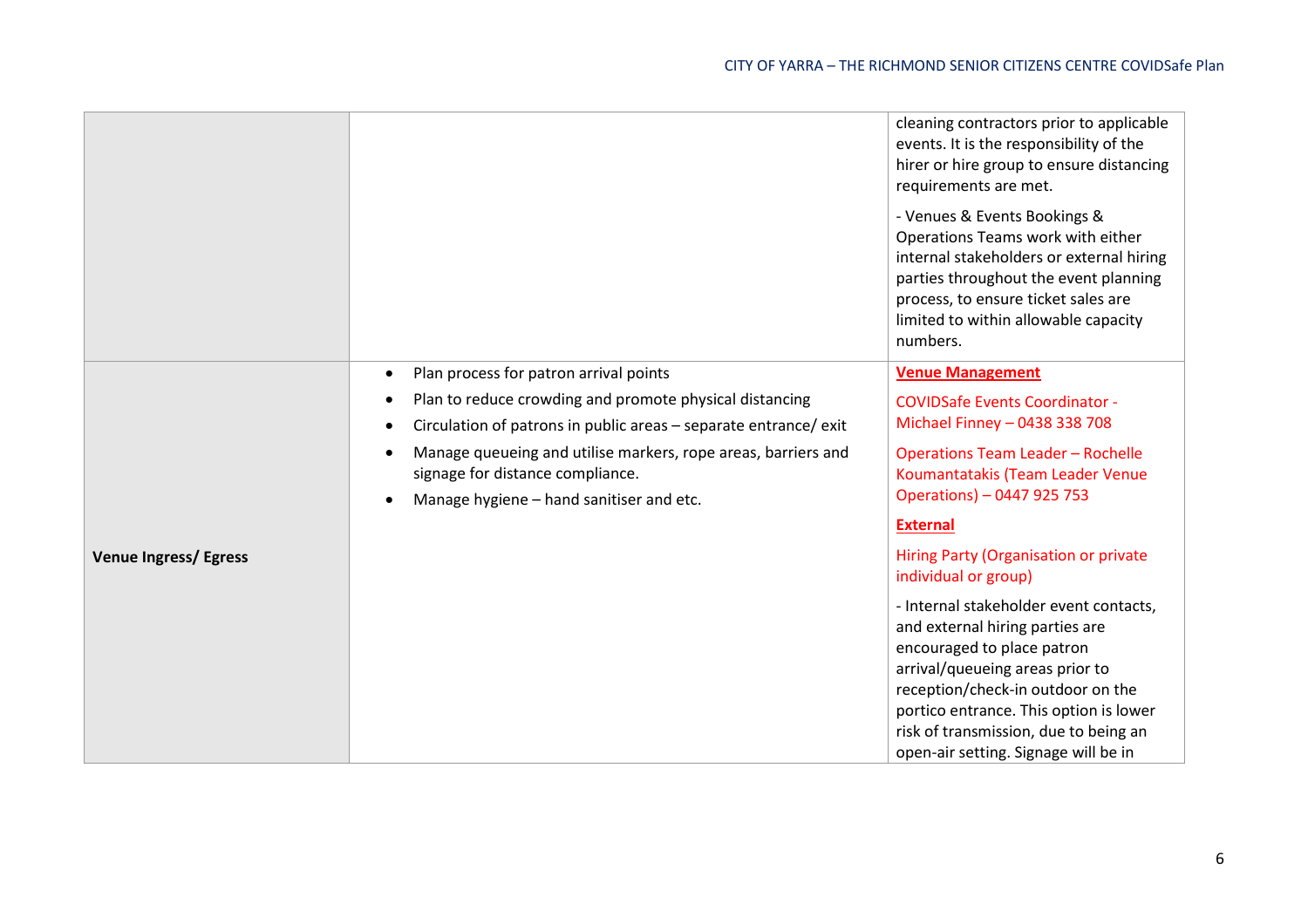| | | |
|---|---|---|
| | | cleaning contractors prior to applicable events. It is the responsibility of the hirer or hire group to ensure distancing requirements are met.<br><br>- Venues & Events Bookings & Operations Teams work with either internal stakeholders or external hiring parties throughout the event planning process, to ensure ticket sales are limited to within allowable capacity numbers. |
| **Venue Ingress/ Egress** | • Plan process for patron arrival points<br>• Plan to reduce crowding and promote physical distancing<br>• Circulation of patrons in public areas – separate entrance/ exit<br>• Manage queueing and utilise markers, rope areas, barriers and signage for distance compliance.<br>• Manage hygiene – hand sanitiser and etc. | **Venue Management**<br><br>COVIDSafe Events Coordinator - Michael Finney – 0438 338 708<br><br>Operations Team Leader – Rochelle Koumantatakis (Team Leader Venue Operations) – 0447 925 753<br><br>**External**<br><br>Hiring Party (Organisation or private individual or group)<br><br>- Internal stakeholder event contacts, and external hiring parties are encouraged to place patron arrival/queueing areas prior to reception/check-in outdoor on the portico entrance. This option is lower risk of transmission, due to being an open-air setting. Signage will be in |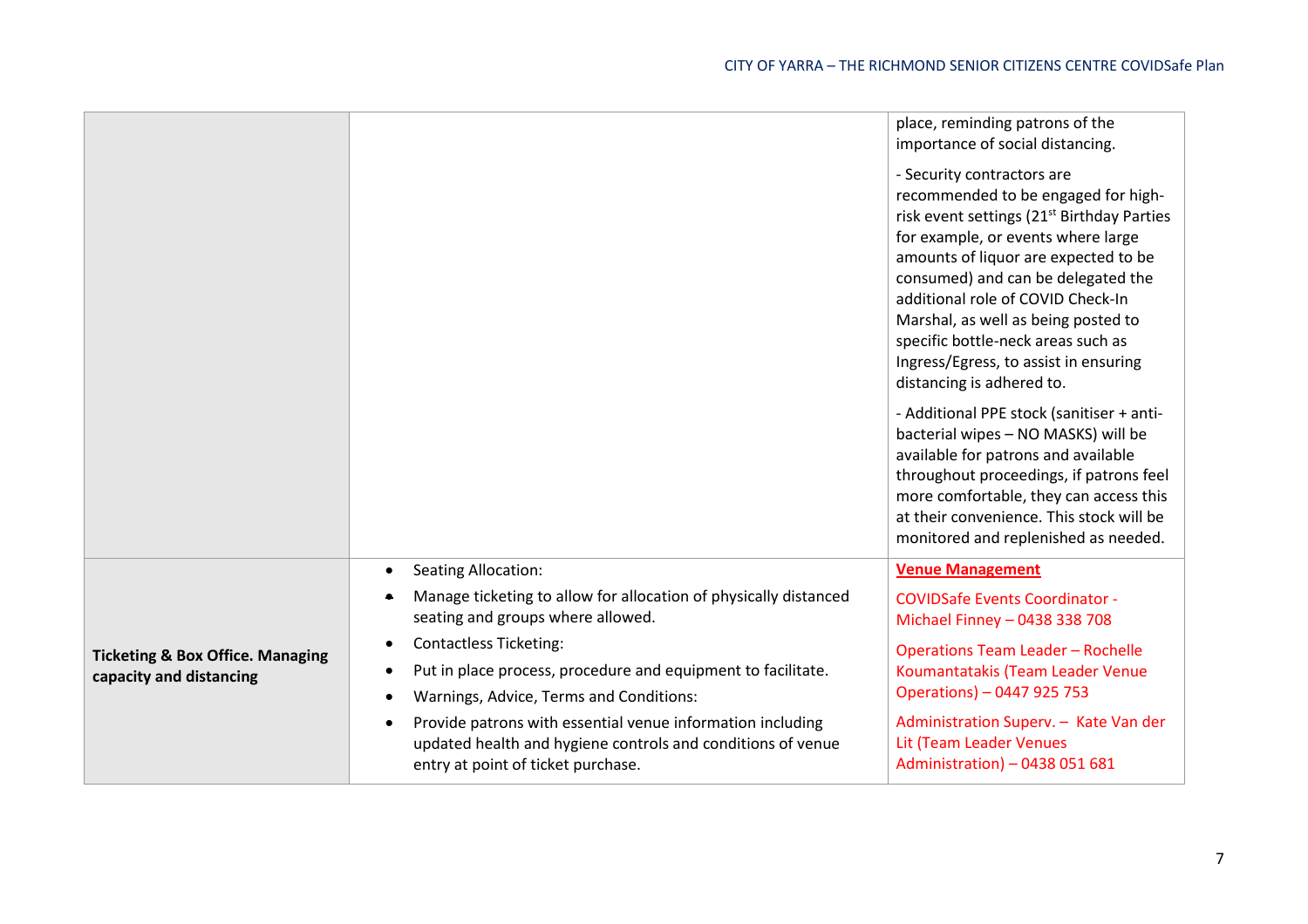| | | |
|---|---|---|
| | | place, reminding patrons of the importance of social distancing.<br><br>- Security contractors are recommended to be engaged for high-risk event settings (21st Birthday Parties for example, or events where large amounts of liquor are expected to be consumed) and can be delegated the additional role of COVID Check-In Marshal, as well as being posted to specific bottle-neck areas such as Ingress/Egress, to assist in ensuring distancing is adhered to.<br><br>- Additional PPE stock (sanitiser + anti-bacterial wipes – NO MASKS) will be available for patrons and available throughout proceedings, if patrons feel more comfortable, they can access this at their convenience. This stock will be monitored and replenished as needed. |
| **Ticketing & Box Office. Managing capacity and distancing** | • Seating Allocation:<br>• Manage ticketing to allow for allocation of physically distanced seating and groups where allowed.<br>• Contactless Ticketing:<br>• Put in place process, procedure and equipment to facilitate.<br>• Warnings, Advice, Terms and Conditions:<br>• Provide patrons with essential venue information including updated health and hygiene controls and conditions of venue entry at point of ticket purchase. | **Venue Management**<br><br>COVIDSafe Events Coordinator - Michael Finney – 0438 338 708<br><br>Operations Team Leader – Rochelle Koumantatakis (Team Leader Venue Operations) – 0447 925 753<br><br>Administration Superv. – Kate Van der Lit (Team Leader Venues Administration) – 0438 051 681 |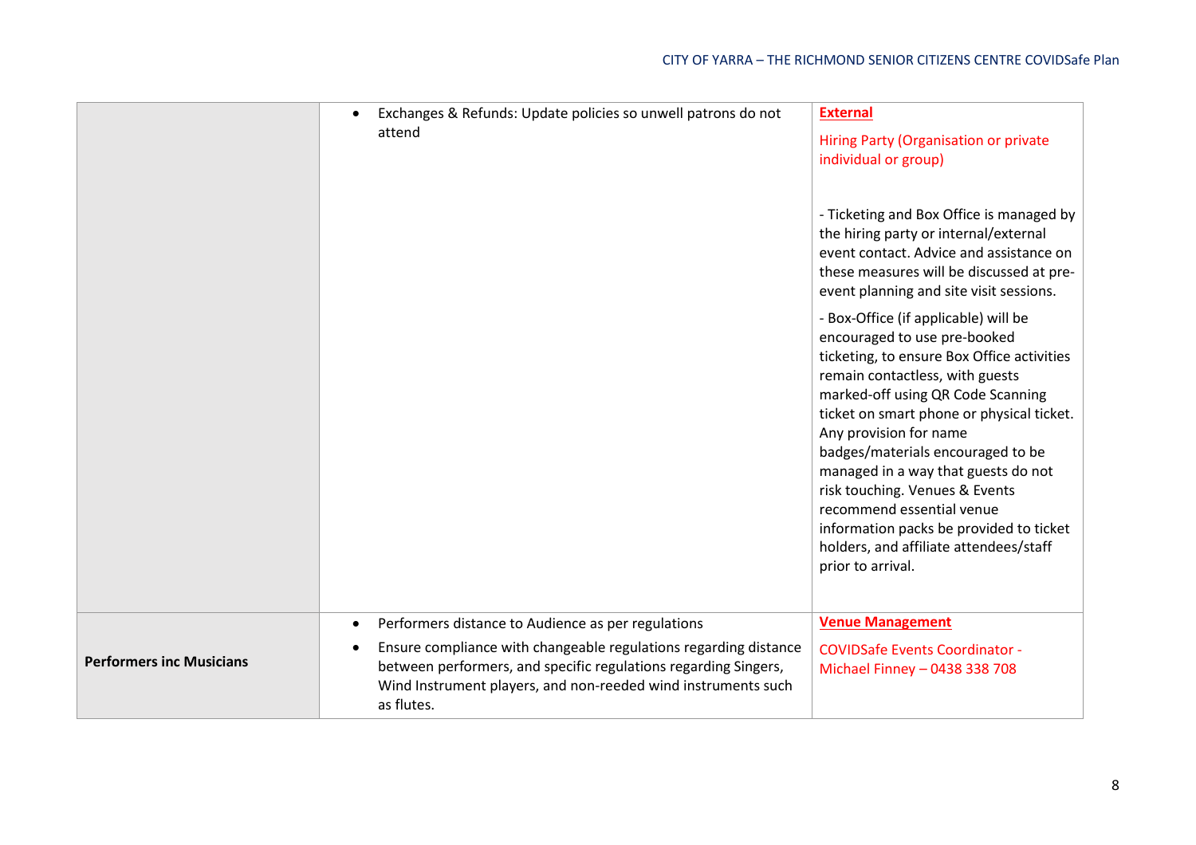| | | |
|---|---|---|
| | • Exchanges & Refunds: Update policies so unwell patrons do not attend | **External**<br><br>Hiring Party (Organisation or private individual or group)<br><br>- Ticketing and Box Office is managed by the hiring party or internal/external event contact. Advice and assistance on these measures will be discussed at pre-event planning and site visit sessions.<br><br>- Box-Office (if applicable) will be encouraged to use pre-booked ticketing, to ensure Box Office activities remain contactless, with guests marked-off using QR Code Scanning ticket on smart phone or physical ticket. Any provision for name badges/materials encouraged to be managed in a way that guests do not risk touching. Venues & Events recommend essential venue information packs be provided to ticket holders, and affiliate attendees/staff prior to arrival. |
| **Performers inc Musicians** | • Performers distance to Audience as per regulations<br>• Ensure compliance with changeable regulations regarding distance between performers, and specific regulations regarding Singers, Wind Instrument players, and non-reeded wind instruments such as flutes. | **Venue Management**<br><br>COVIDSafe Events Coordinator - Michael Finney – 0438 338 708 |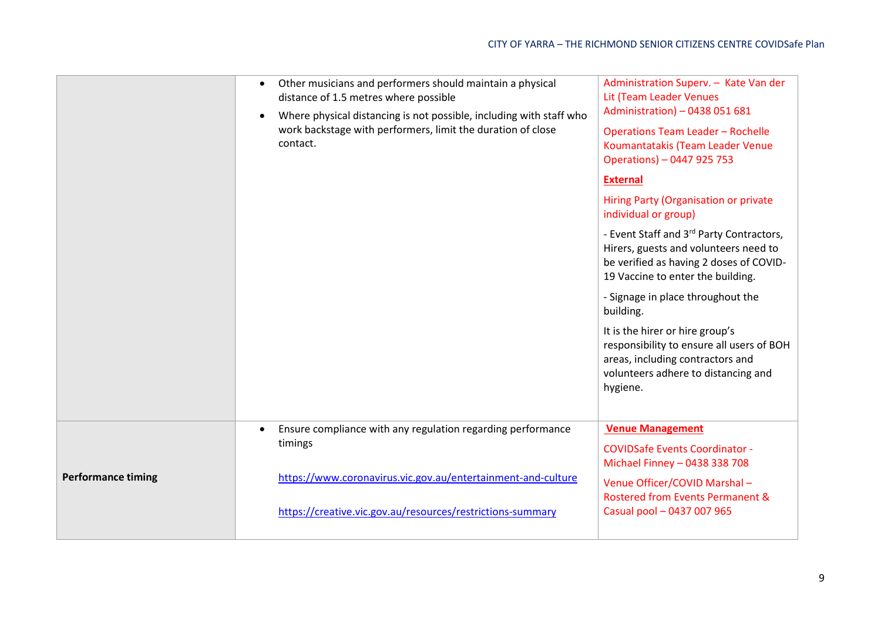| | | |
|---|---|---|
| | • Other musicians and performers should maintain a physical distance of 1.5 metres where possible<br>• Where physical distancing is not possible, including with staff who work backstage with performers, limit the duration of close contact. | Administration Superv. – Kate Van der Lit (Team Leader Venues Administration) – 0438 051 681<br><br>Operations Team Leader – Rochelle Koumantatakis (Team Leader Venue Operations) – 0447 925 753<br><br>**External**<br><br>Hiring Party (Organisation or private individual or group)<br><br>- Event Staff and 3rd Party Contractors, Hirers, guests and volunteers need to be verified as having 2 doses of COVID-19 Vaccine to enter the building.<br><br>- Signage in place throughout the building.<br><br>It is the hirer or hire group's responsibility to ensure all users of BOH areas, including contractors and volunteers adhere to distancing and hygiene. |
| **Performance timing** | • Ensure compliance with any regulation regarding performance timings<br><br>https://www.coronavirus.vic.gov.au/entertainment-and-culture<br><br>https://creative.vic.gov.au/resources/restrictions-summary | **Venue Management**<br><br>COVIDSafe Events Coordinator - Michael Finney – 0438 338 708<br><br>Venue Officer/COVID Marshal – Rostered from Events Permanent & Casual pool – 0437 007 965 |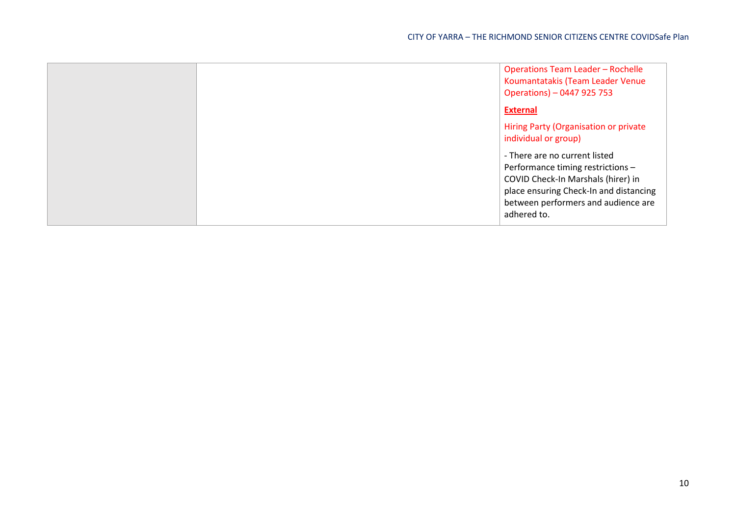|  |  | Operations Team Leader – Rochelle Koumantatakis (Team Leader Venue Operations) – 0447 925 753<br><br>**External**<br><br>Hiring Party (Organisation or private individual or group)<br><br>- There are no current listed Performance timing restrictions – COVID Check-In Marshals (hirer) in place ensuring Check-In and distancing between performers and audience are adhered to. |
|---|---|---|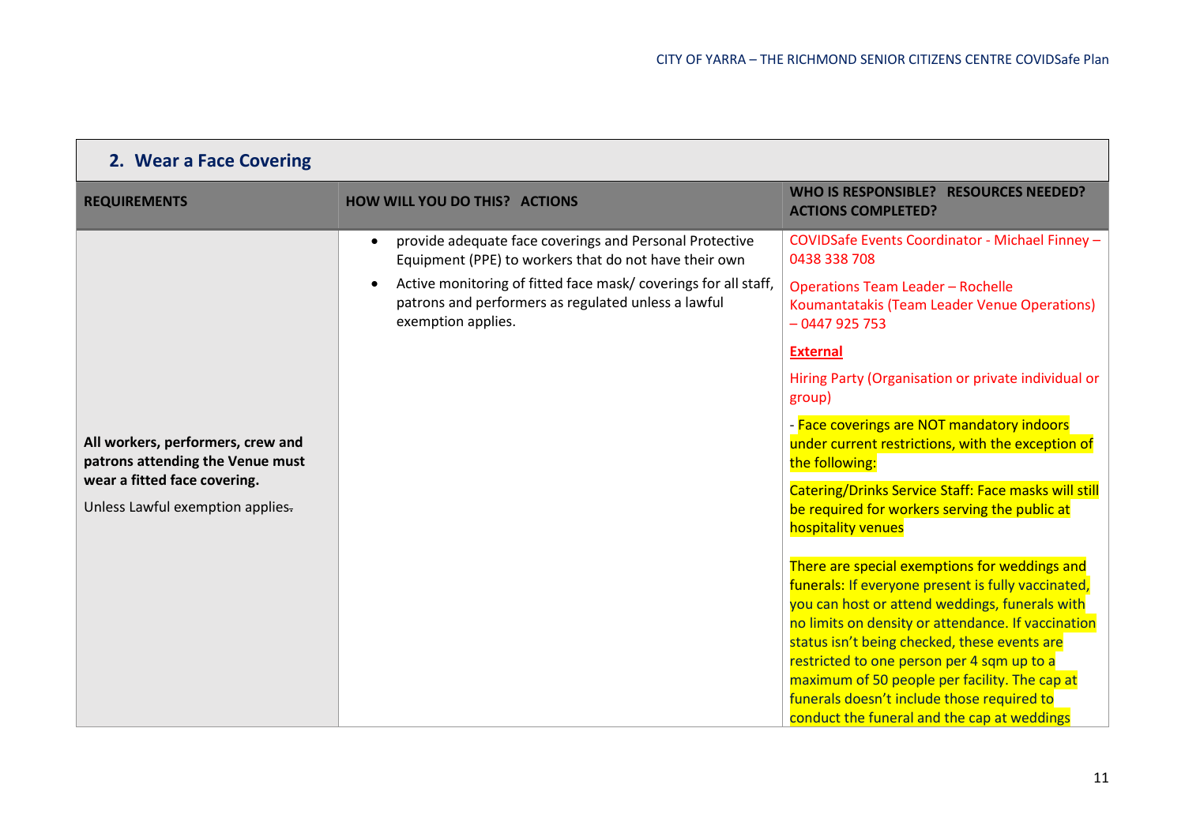## 2. Wear a Face Covering

| REQUIREMENTS | HOW WILL YOU DO THIS? ACTIONS | WHO IS RESPONSIBLE? RESOURCES NEEDED? ACTIONS COMPLETED? |
|---|---|---|
| **All workers, performers, crew and patrons attending the Venue must wear a fitted face covering.**<br><br>Unless Lawful exemption applies. | • provide adequate face coverings and Personal Protective Equipment (PPE) to workers that do not have their own<br>• Active monitoring of fitted face mask/ coverings for all staff, patrons and performers as regulated unless a lawful exemption applies. | COVIDSafe Events Coordinator - Michael Finney – 0438 338 708<br><br>Operations Team Leader – Rochelle Koumantatakis (Team Leader Venue Operations) – 0447 925 753<br><br>**External**<br><br>Hiring Party (Organisation or private individual or group)<br><br>- Face coverings are NOT mandatory indoors under current restrictions, with the exception of the following:<br><br>Catering/Drinks Service Staff: Face masks will still be required for workers serving the public at hospitality venues<br><br>There are special exemptions for weddings and funerals: If everyone present is fully vaccinated, you can host or attend weddings, funerals with no limits on density or attendance. If vaccination status isn't being checked, these events are restricted to one person per 4 sqm up to a maximum of 50 people per facility. The cap at funerals doesn't include those required to conduct the funeral and the cap at weddings |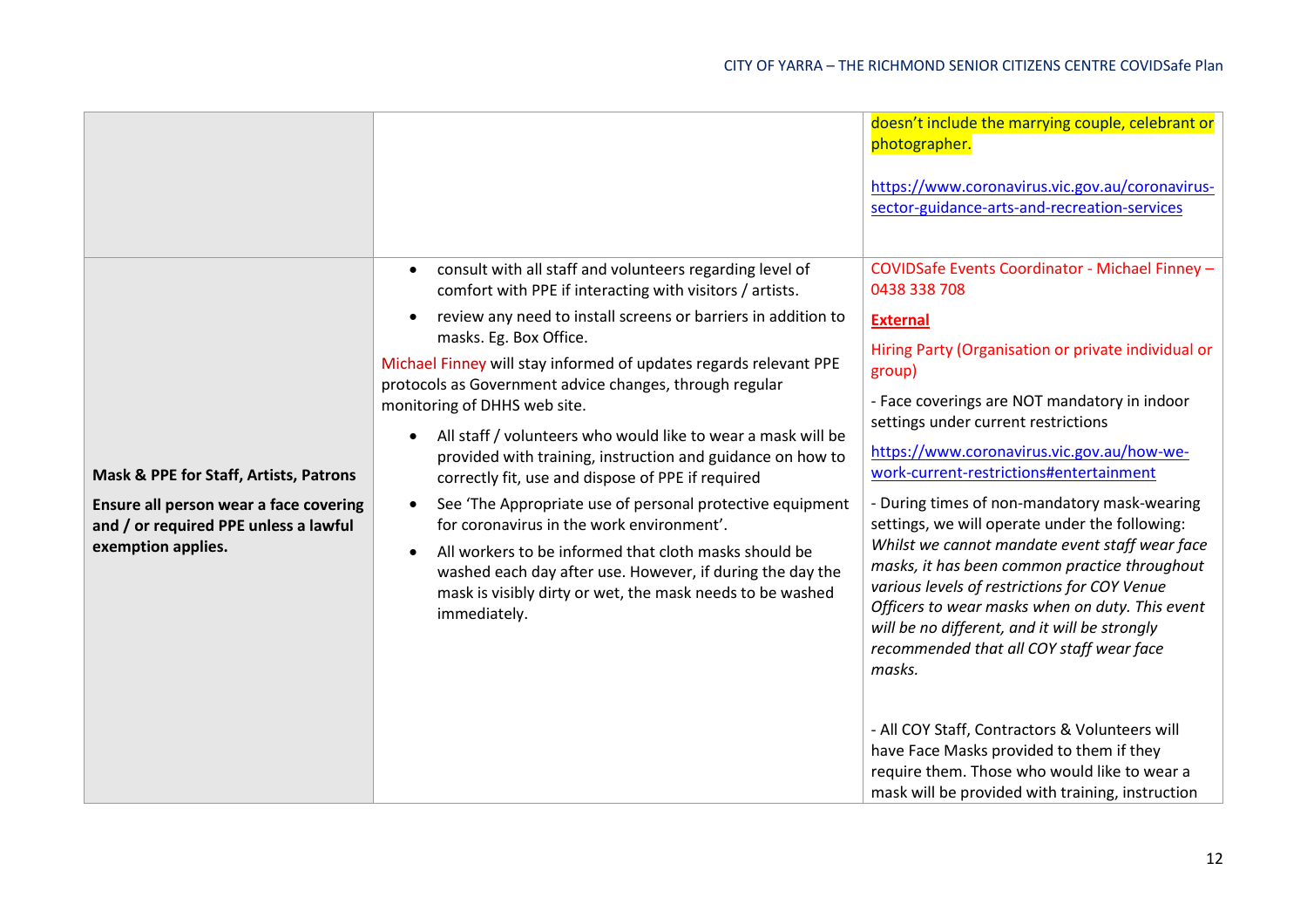| | | |
|---|---|---|
| | | doesn't include the marrying couple, celebrant or photographer.<br><br>https://www.coronavirus.vic.gov.au/coronavirus-sector-guidance-arts-and-recreation-services |
| **Mask & PPE for Staff, Artists, Patrons**<br><br>**Ensure all person wear a face covering and / or required PPE unless a lawful exemption applies.** | • consult with all staff and volunteers regarding level of comfort with PPE if interacting with visitors / artists.<br>• review any need to install screens or barriers in addition to masks. Eg. Box Office.<br>Michael Finney will stay informed of updates regards relevant PPE protocols as Government advice changes, through regular monitoring of DHHS web site.<br>• All staff / volunteers who would like to wear a mask will be provided with training, instruction and guidance on how to correctly fit, use and dispose of PPE if required<br>• See 'The Appropriate use of personal protective equipment for coronavirus in the work environment'.<br>• All workers to be informed that cloth masks should be washed each day after use. However, if during the day the mask is visibly dirty or wet, the mask needs to be washed immediately. | COVIDSafe Events Coordinator - Michael Finney – 0438 338 708<br><br>**External**<br><br>Hiring Party (Organisation or private individual or group)<br><br>- Face coverings are NOT mandatory in indoor settings under current restrictions<br><br>https://www.coronavirus.vic.gov.au/how-we-work-current-restrictions#entertainment<br><br>- During times of non-mandatory mask-wearing settings, we will operate under the following: *Whilst we cannot mandate event staff wear face masks, it has been common practice throughout various levels of restrictions for COY Venue Officers to wear masks when on duty. This event will be no different, and it will be strongly recommended that all COY staff wear face masks.*<br><br>- All COY Staff, Contractors & Volunteers will have Face Masks provided to them if they require them. Those who would like to wear a mask will be provided with training, instruction |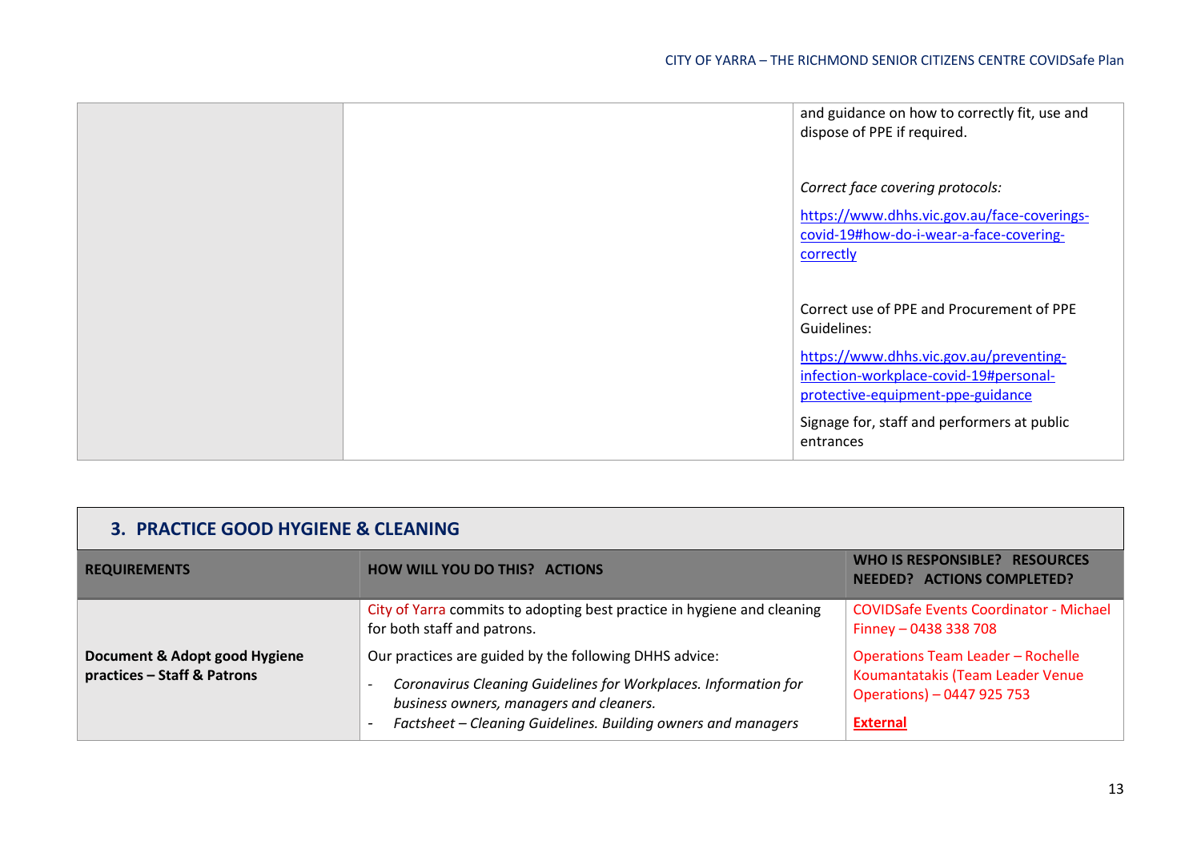| | | |
|---|---|---|
| | | and guidance on how to correctly fit, use and dispose of PPE if required.<br><br>*Correct face covering protocols:*<br><br>https://www.dhhs.vic.gov.au/face-coverings-covid-19#how-do-i-wear-a-face-covering-correctly<br><br>Correct use of PPE and Procurement of PPE Guidelines:<br><br>https://www.dhhs.vic.gov.au/preventing-infection-workplace-covid-19#personal-protective-equipment-ppe-guidance<br><br>Signage for, staff and performers at public entrances |

## 3. PRACTICE GOOD HYGIENE & CLEANING

| REQUIREMENTS | HOW WILL YOU DO THIS? ACTIONS | WHO IS RESPONSIBLE? RESOURCES NEEDED? ACTIONS COMPLETED? |
|---|---|---|
| **Document & Adopt good Hygiene practices – Staff & Patrons** | City of Yarra commits to adopting best practice in hygiene and cleaning for both staff and patrons.<br><br>Our practices are guided by the following DHHS advice:<br><br>- *Coronavirus Cleaning Guidelines for Workplaces. Information for business owners, managers and cleaners.*<br>- *Factsheet – Cleaning Guidelines. Building owners and managers* | COVIDSafe Events Coordinator - Michael Finney – 0438 338 708<br><br>Operations Team Leader – Rochelle Koumantatakis (Team Leader Venue Operations) – 0447 925 753<br><br>**External** |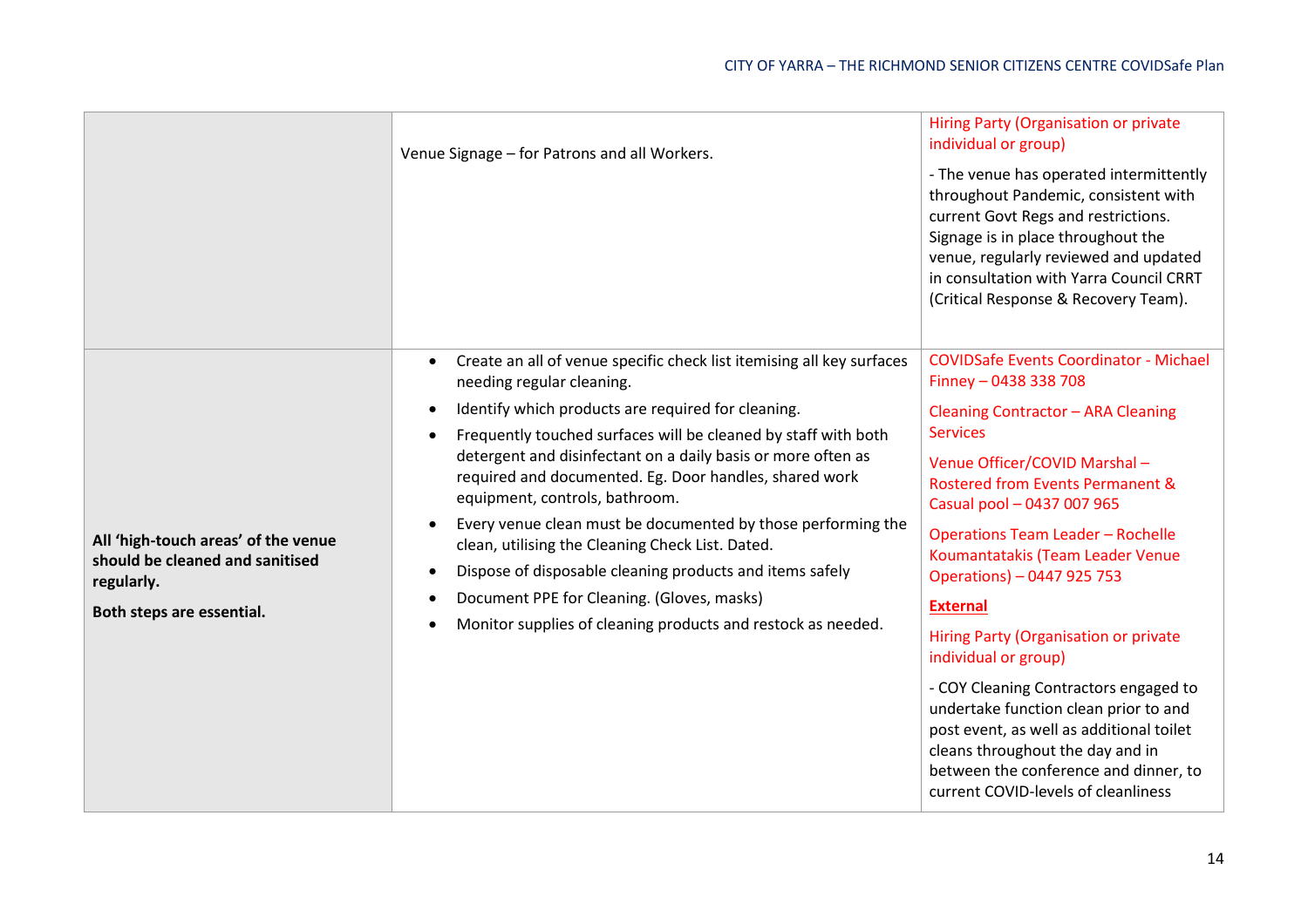| | | |
|---|---|---|
| | Venue Signage – for Patrons and all Workers. | Hiring Party (Organisation or private individual or group)<br><br>- The venue has operated intermittently throughout Pandemic, consistent with current Govt Regs and restrictions. Signage is in place throughout the venue, regularly reviewed and updated in consultation with Yarra Council CRRT (Critical Response & Recovery Team). |
| **All 'high-touch areas' of the venue should be cleaned and sanitised regularly.**<br><br>**Both steps are essential.** | • Create an all of venue specific check list itemising all key surfaces needing regular cleaning.<br>• Identify which products are required for cleaning.<br>• Frequently touched surfaces will be cleaned by staff with both detergent and disinfectant on a daily basis or more often as required and documented. Eg. Door handles, shared work equipment, controls, bathroom.<br>• Every venue clean must be documented by those performing the clean, utilising the Cleaning Check List. Dated.<br>• Dispose of disposable cleaning products and items safely<br>• Document PPE for Cleaning. (Gloves, masks)<br>• Monitor supplies of cleaning products and restock as needed. | COVIDSafe Events Coordinator - Michael Finney – 0438 338 708<br><br>Cleaning Contractor – ARA Cleaning Services<br><br>Venue Officer/COVID Marshal – Rostered from Events Permanent & Casual pool – 0437 007 965<br><br>Operations Team Leader – Rochelle Koumantatakis (Team Leader Venue Operations) – 0447 925 753<br><br>**External**<br><br>Hiring Party (Organisation or private individual or group)<br><br>- COY Cleaning Contractors engaged to undertake function clean prior to and post event, as well as additional toilet cleans throughout the day and in between the conference and dinner, to current COVID-levels of cleanliness |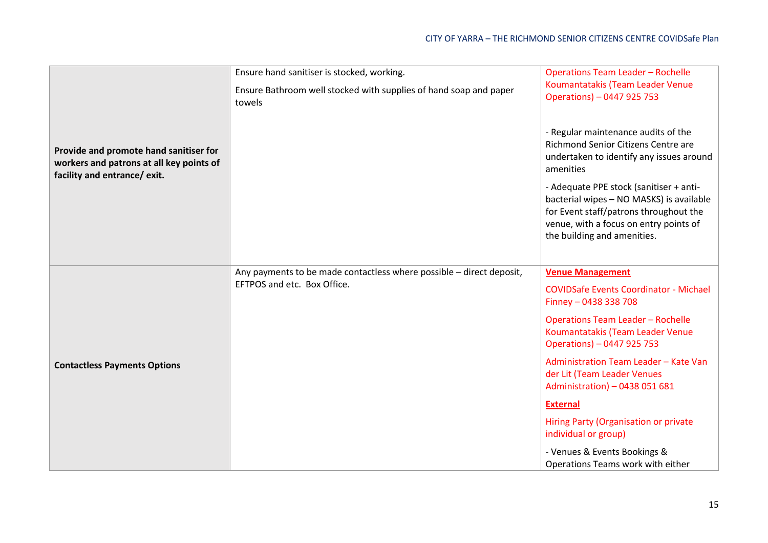| | | |
|---|---|---|
| **Provide and promote hand sanitiser for workers and patrons at all key points of facility and entrance/ exit.** | Ensure hand sanitiser is stocked, working.<br><br>Ensure Bathroom well stocked with supplies of hand soap and paper towels | Operations Team Leader – Rochelle Koumantatakis (Team Leader Venue Operations) – 0447 925 753<br><br>- Regular maintenance audits of the Richmond Senior Citizens Centre are undertaken to identify any issues around amenities<br><br>- Adequate PPE stock (sanitiser + anti-bacterial wipes – NO MASKS) is available for Event staff/patrons throughout the venue, with a focus on entry points of the building and amenities. |
| **Contactless Payments Options** | Any payments to be made contactless where possible – direct deposit, EFTPOS and etc. Box Office. | **Venue Management**<br><br>COVIDSafe Events Coordinator - Michael Finney – 0438 338 708<br><br>Operations Team Leader – Rochelle Koumantatakis (Team Leader Venue Operations) – 0447 925 753<br><br>Administration Team Leader – Kate Van der Lit (Team Leader Venues Administration) – 0438 051 681<br><br>**External**<br><br>Hiring Party (Organisation or private individual or group)<br><br>- Venues & Events Bookings & Operations Teams work with either |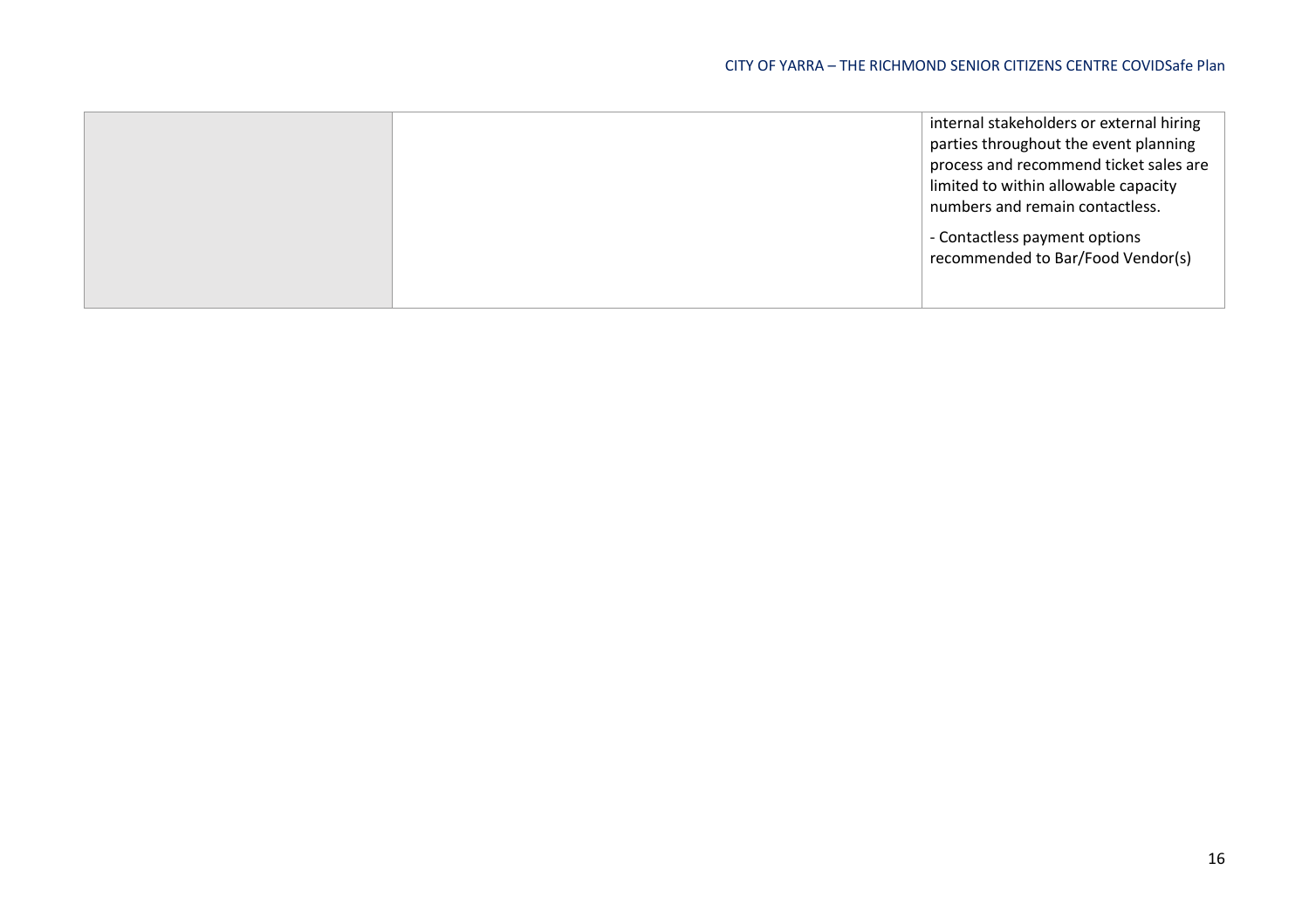| | | |
|---|---|---|
| | | internal stakeholders or external hiring parties throughout the event planning process and recommend ticket sales are limited to within allowable capacity numbers and remain contactless.<br><br>- Contactless payment options recommended to Bar/Food Vendor(s) |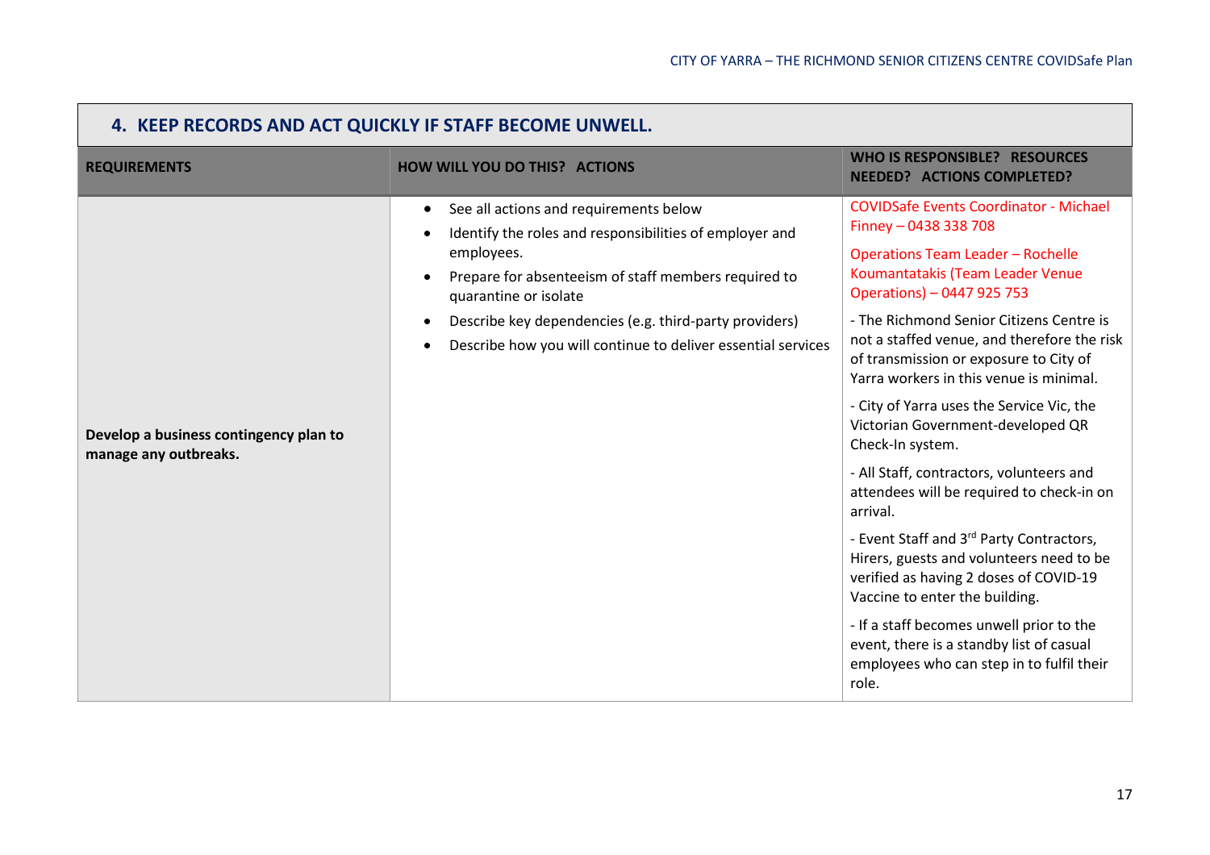## 4. KEEP RECORDS AND ACT QUICKLY IF STAFF BECOME UNWELL.

| REQUIREMENTS | HOW WILL YOU DO THIS? ACTIONS | WHO IS RESPONSIBLE? RESOURCES NEEDED? ACTIONS COMPLETED? |
|---|---|---|
| **Develop a business contingency plan to manage any outbreaks.** | • See all actions and requirements below<br>• Identify the roles and responsibilities of employer and employees.<br>• Prepare for absenteeism of staff members required to quarantine or isolate<br>• Describe key dependencies (e.g. third-party providers)<br>• Describe how you will continue to deliver essential services | COVIDSafe Events Coordinator - Michael Finney – 0438 338 708<br><br>Operations Team Leader – Rochelle Koumantatakis (Team Leader Venue Operations) – 0447 925 753<br><br>- The Richmond Senior Citizens Centre is not a staffed venue, and therefore the risk of transmission or exposure to City of Yarra workers in this venue is minimal.<br><br>- City of Yarra uses the Service Vic, the Victorian Government-developed QR Check-In system.<br><br>- All Staff, contractors, volunteers and attendees will be required to check-in on arrival.<br><br>- Event Staff and 3rd Party Contractors, Hirers, guests and volunteers need to be verified as having 2 doses of COVID-19 Vaccine to enter the building.<br><br>- If a staff becomes unwell prior to the event, there is a standby list of casual employees who can step in to fulfil their role. |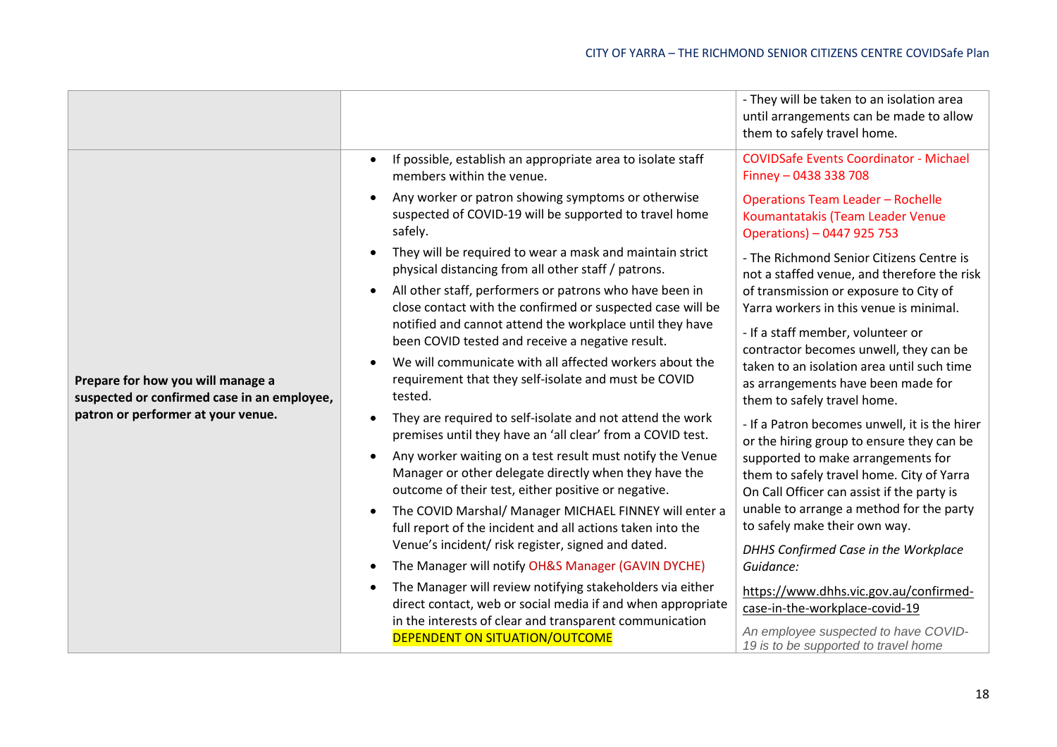| | | |
|---|---|---|
| | | - They will be taken to an isolation area until arrangements can be made to allow them to safely travel home. |
| **Prepare for how you will manage a suspected or confirmed case in an employee, patron or performer at your venue.** | • If possible, establish an appropriate area to isolate staff members within the venue.<br>• Any worker or patron showing symptoms or otherwise suspected of COVID-19 will be supported to travel home safely.<br>• They will be required to wear a mask and maintain strict physical distancing from all other staff / patrons.<br>• All other staff, performers or patrons who have been in close contact with the confirmed or suspected case will be notified and cannot attend the workplace until they have been COVID tested and receive a negative result.<br>• We will communicate with all affected workers about the requirement that they self-isolate and must be COVID tested.<br>• They are required to self-isolate and not attend the work premises until they have an 'all clear' from a COVID test.<br>• Any worker waiting on a test result must notify the Venue Manager or other delegate directly when they have the outcome of their test, either positive or negative.<br>• The COVID Marshal/ Manager MICHAEL FINNEY will enter a full report of the incident and all actions taken into the Venue's incident/ risk register, signed and dated.<br>• The Manager will notify OH&S Manager (GAVIN DYCHE)<br>• The Manager will review notifying stakeholders via either direct contact, web or social media if and when appropriate in the interests of clear and transparent communication DEPENDENT ON SITUATION/OUTCOME | COVIDSafe Events Coordinator - Michael Finney – 0438 338 708<br><br>Operations Team Leader – Rochelle Koumantatakis (Team Leader Venue Operations) – 0447 925 753<br><br>- The Richmond Senior Citizens Centre is not a staffed venue, and therefore the risk of transmission or exposure to City of Yarra workers in this venue is minimal.<br><br>- If a staff member, volunteer or contractor becomes unwell, they can be taken to an isolation area until such time as arrangements have been made for them to safely travel home.<br><br>- If a Patron becomes unwell, it is the hirer or the hiring group to ensure they can be supported to make arrangements for them to safely travel home. City of Yarra On Call Officer can assist if the party is unable to arrange a method for the party to safely make their own way.<br><br>*DHHS Confirmed Case in the Workplace Guidance:*<br><br>https://www.dhhs.vic.gov.au/confirmed-case-in-the-workplace-covid-19<br><br>*An employee suspected to have COVID-19 is to be supported to travel home* |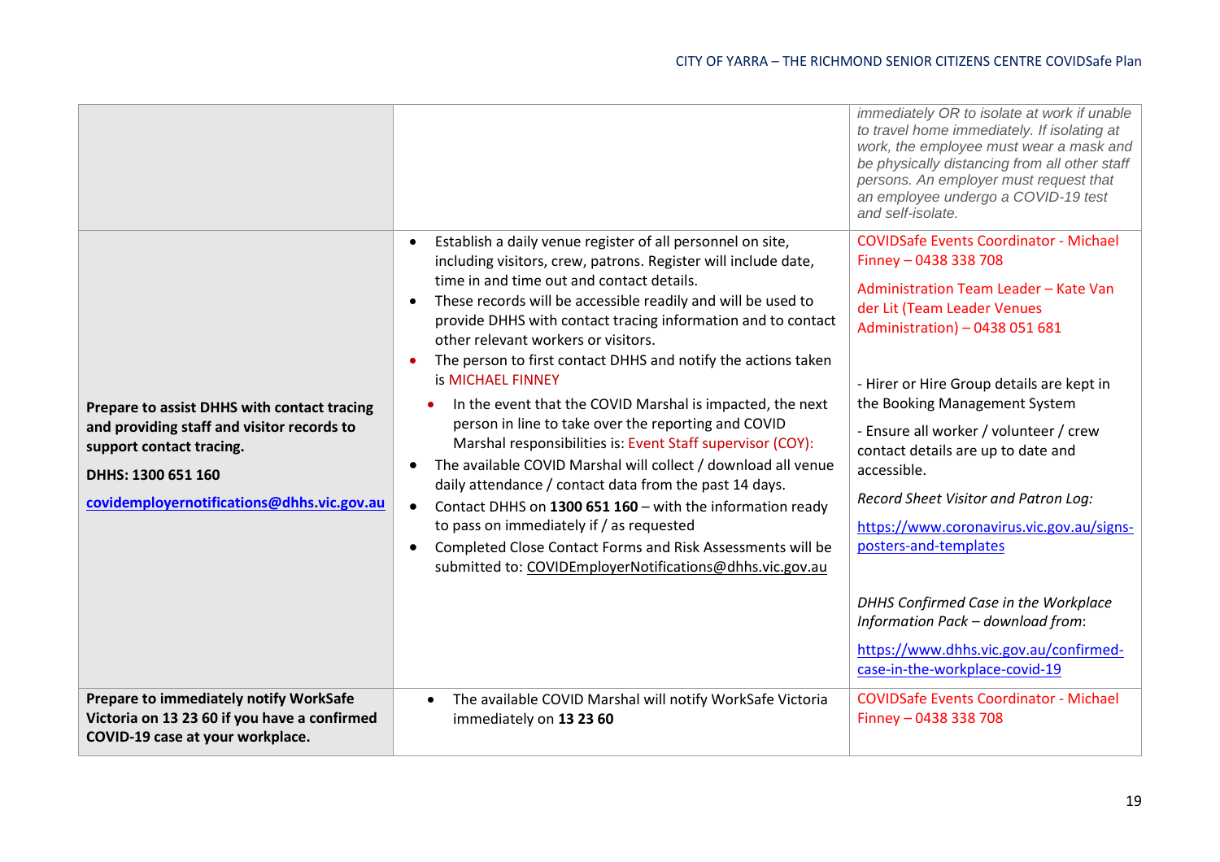| | | |
|---|---|---|
| | | *immediately OR to isolate at work if unable to travel home immediately. If isolating at work, the employee must wear a mask and be physically distancing from all other staff persons. An employer must request that an employee undergo a COVID-19 test and self-isolate.* |
| **Prepare to assist DHHS with contact tracing and providing staff and visitor records to support contact tracing.**<br><br>**DHHS: 1300 651 160**<br><br>**covidemployernotifications@dhhs.vic.gov.au** | • Establish a daily venue register of all personnel on site, including visitors, crew, patrons. Register will include date, time in and time out and contact details.<br>• These records will be accessible readily and will be used to provide DHHS with contact tracing information and to contact other relevant workers or visitors.<br>• The person to first contact DHHS and notify the actions taken is MICHAEL FINNEY<br>  • In the event that the COVID Marshal is impacted, the next person in line to take over the reporting and COVID Marshal responsibilities is: Event Staff supervisor (COY):<br>• The available COVID Marshal will collect / download all venue daily attendance / contact data from the past 14 days.<br>• Contact DHHS on **1300 651 160** – with the information ready to pass on immediately if / as requested<br>• Completed Close Contact Forms and Risk Assessments will be submitted to: COVIDEmployerNotifications@dhhs.vic.gov.au | COVIDSafe Events Coordinator - Michael Finney – 0438 338 708<br><br>Administration Team Leader – Kate Van der Lit (Team Leader Venues Administration) – 0438 051 681<br><br>- Hirer or Hire Group details are kept in the Booking Management System<br><br>- Ensure all worker / volunteer / crew contact details are up to date and accessible.<br><br>*Record Sheet Visitor and Patron Log:*<br><br>https://www.coronavirus.vic.gov.au/signs-posters-and-templates<br><br>*DHHS Confirmed Case in the Workplace Information Pack – download from*:<br><br>https://www.dhhs.vic.gov.au/confirmed-case-in-the-workplace-covid-19 |
| **Prepare to immediately notify WorkSafe Victoria on 13 23 60 if you have a confirmed COVID-19 case at your workplace.** | • The available COVID Marshal will notify WorkSafe Victoria immediately on **13 23 60** | COVIDSafe Events Coordinator - Michael Finney – 0438 338 708 |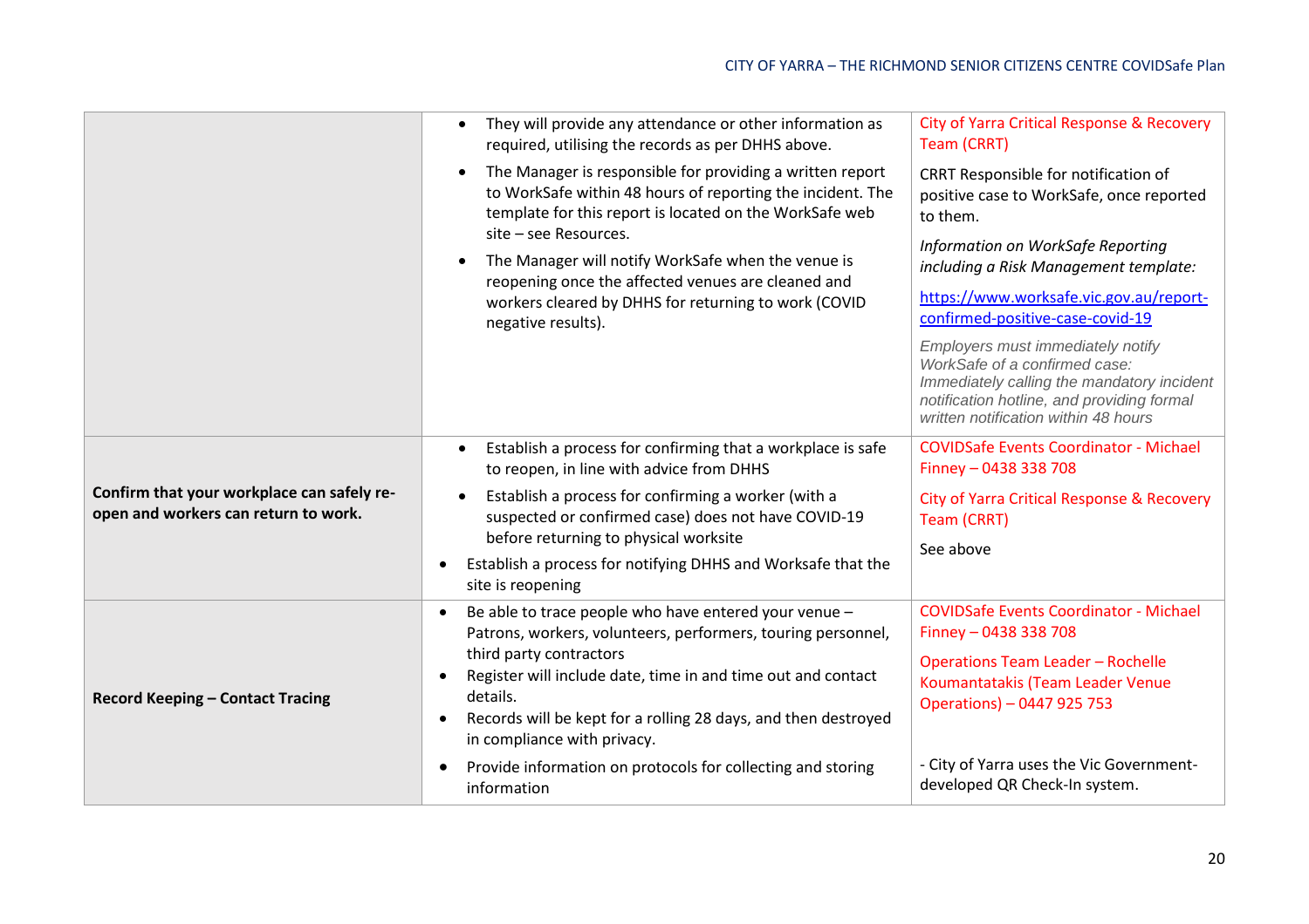| | | |
|---|---|---|
| | • They will provide any attendance or other information as required, utilising the records as per DHHS above.<br>• The Manager is responsible for providing a written report to WorkSafe within 48 hours of reporting the incident. The template for this report is located on the WorkSafe web site – see Resources.<br>• The Manager will notify WorkSafe when the venue is reopening once the affected venues are cleaned and workers cleared by DHHS for returning to work (COVID negative results). | City of Yarra Critical Response & Recovery Team (CRRT)<br>CRRT Responsible for notification of positive case to WorkSafe, once reported to them.<br>*Information on WorkSafe Reporting including a Risk Management template:*<br>https://www.worksafe.vic.gov.au/report-confirmed-positive-case-covid-19<br>*Employers must immediately notify WorkSafe of a confirmed case: Immediately calling the mandatory incident notification hotline, and providing formal written notification within 48 hours* |
| **Confirm that your workplace can safely re-open and workers can return to work.** | • Establish a process for confirming that a workplace is safe to reopen, in line with advice from DHHS<br>• Establish a process for confirming a worker (with a suspected or confirmed case) does not have COVID-19 before returning to physical worksite<br>• Establish a process for notifying DHHS and Worksafe that the site is reopening | COVIDSafe Events Coordinator - Michael Finney – 0438 338 708<br>City of Yarra Critical Response & Recovery Team (CRRT)<br>See above |
| **Record Keeping – Contact Tracing** | • Be able to trace people who have entered your venue – Patrons, workers, volunteers, performers, touring personnel, third party contractors<br>• Register will include date, time in and time out and contact details.<br>• Records will be kept for a rolling 28 days, and then destroyed in compliance with privacy.<br>• Provide information on protocols for collecting and storing information | COVIDSafe Events Coordinator - Michael Finney – 0438 338 708<br>Operations Team Leader – Rochelle Koumantatakis (Team Leader Venue Operations) – 0447 925 753<br>- City of Yarra uses the Vic Government-developed QR Check-In system. |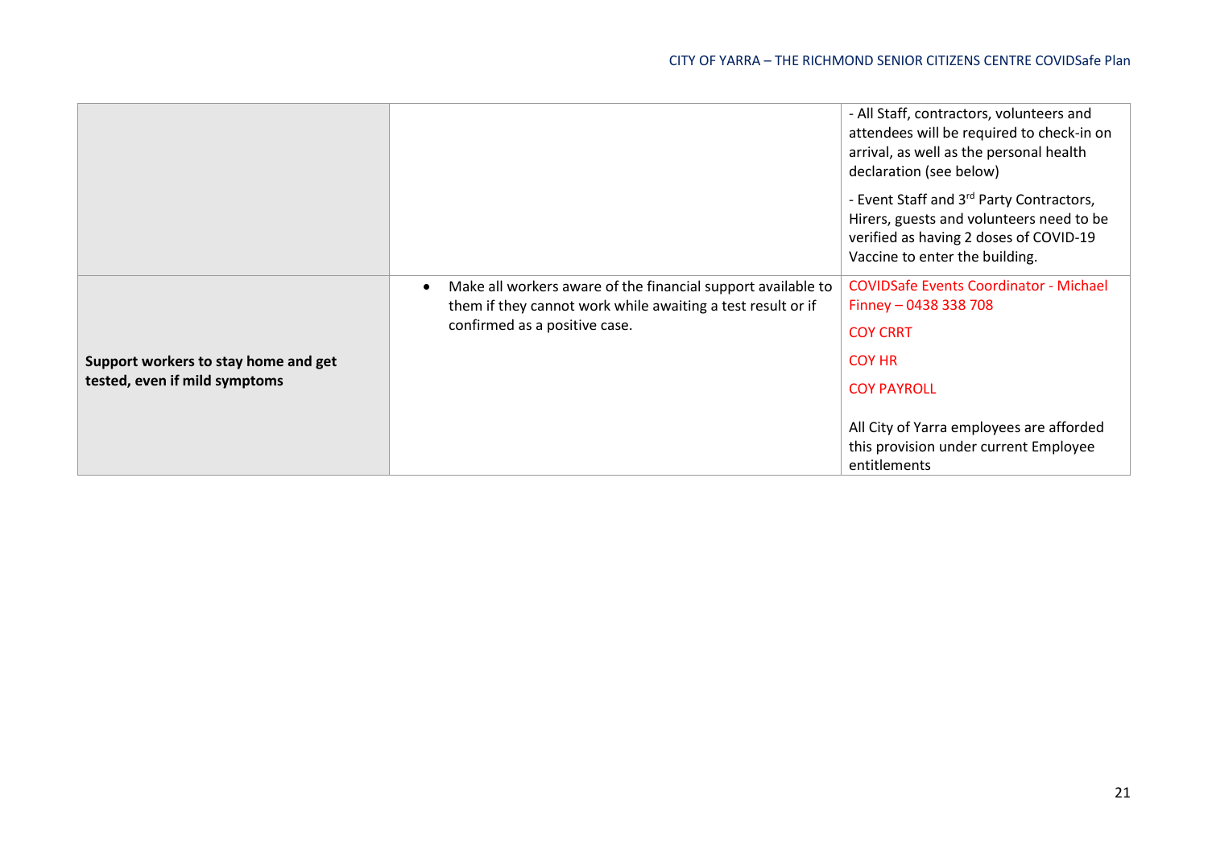| | | |
|---|---|---|
| | | - All Staff, contractors, volunteers and attendees will be required to check-in on arrival, as well as the personal health declaration (see below)<br><br>- Event Staff and 3rd Party Contractors, Hirers, guests and volunteers need to be verified as having 2 doses of COVID-19 Vaccine to enter the building. |
| **Support workers to stay home and get tested, even if mild symptoms** | • Make all workers aware of the financial support available to them if they cannot work while awaiting a test result or if confirmed as a positive case. | COVIDSafe Events Coordinator - Michael Finney – 0438 338 708<br><br>COY CRRT<br><br>COY HR<br><br>COY PAYROLL<br><br>All City of Yarra employees are afforded this provision under current Employee entitlements |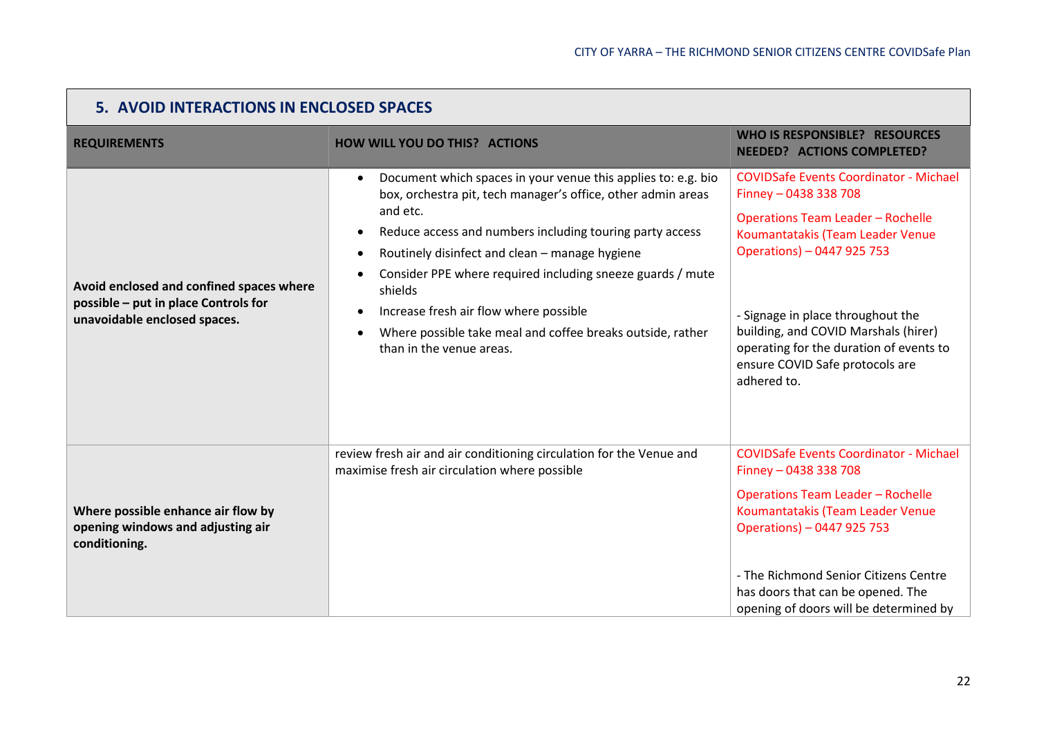## 5. AVOID INTERACTIONS IN ENCLOSED SPACES

| REQUIREMENTS | HOW WILL YOU DO THIS? ACTIONS | WHO IS RESPONSIBLE? RESOURCES NEEDED? ACTIONS COMPLETED? |
|---|---|---|
| **Avoid enclosed and confined spaces where possible – put in place Controls for unavoidable enclosed spaces.** | • Document which spaces in your venue this applies to: e.g. bio box, orchestra pit, tech manager's office, other admin areas and etc.<br>• Reduce access and numbers including touring party access<br>• Routinely disinfect and clean – manage hygiene<br>• Consider PPE where required including sneeze guards / mute shields<br>• Increase fresh air flow where possible<br>• Where possible take meal and coffee breaks outside, rather than in the venue areas. | COVIDSafe Events Coordinator - Michael Finney – 0438 338 708<br><br>Operations Team Leader – Rochelle Koumantatakis (Team Leader Venue Operations) – 0447 925 753<br><br>- Signage in place throughout the building, and COVID Marshals (hirer) operating for the duration of events to ensure COVID Safe protocols are adhered to. |
| **Where possible enhance air flow by opening windows and adjusting air conditioning.** | review fresh air and air conditioning circulation for the Venue and maximise fresh air circulation where possible | COVIDSafe Events Coordinator - Michael Finney – 0438 338 708<br><br>Operations Team Leader – Rochelle Koumantatakis (Team Leader Venue Operations) – 0447 925 753<br><br>- The Richmond Senior Citizens Centre has doors that can be opened. The opening of doors will be determined by |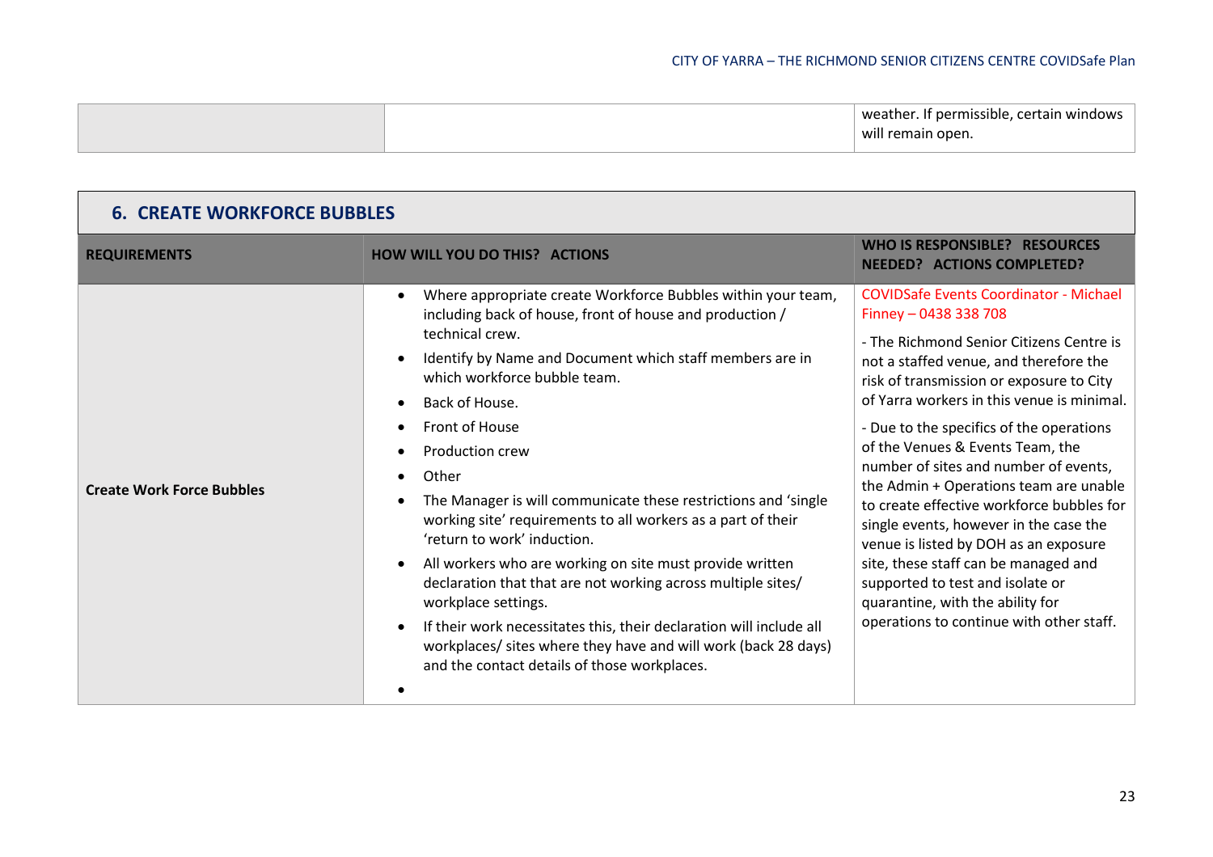| | | weather. If permissible, certain windows will remain open. |
|---|---|---|

## 6. CREATE WORKFORCE BUBBLES

| REQUIREMENTS | HOW WILL YOU DO THIS? ACTIONS | WHO IS RESPONSIBLE? RESOURCES NEEDED? ACTIONS COMPLETED? |
|---|---|---|
| **Create Work Force Bubbles** | • Where appropriate create Workforce Bubbles within your team, including back of house, front of house and production / technical crew.<br>• Identify by Name and Document which staff members are in which workforce bubble team.<br>• Back of House.<br>• Front of House<br>• Production crew<br>• Other<br>• The Manager is will communicate these restrictions and 'single working site' requirements to all workers as a part of their 'return to work' induction.<br>• All workers who are working on site must provide written declaration that that are not working across multiple sites/ workplace settings.<br>• If their work necessitates this, their declaration will include all workplaces/ sites where they have and will work (back 28 days) and the contact details of those workplaces.<br>• | COVIDSafe Events Coordinator - Michael Finney – 0438 338 708<br>- The Richmond Senior Citizens Centre is not a staffed venue, and therefore the risk of transmission or exposure to City of Yarra workers in this venue is minimal.<br>- Due to the specifics of the operations of the Venues & Events Team, the number of sites and number of events, the Admin + Operations team are unable to create effective workforce bubbles for single events, however in the case the venue is listed by DOH as an exposure site, these staff can be managed and supported to test and isolate or quarantine, with the ability for operations to continue with other staff. |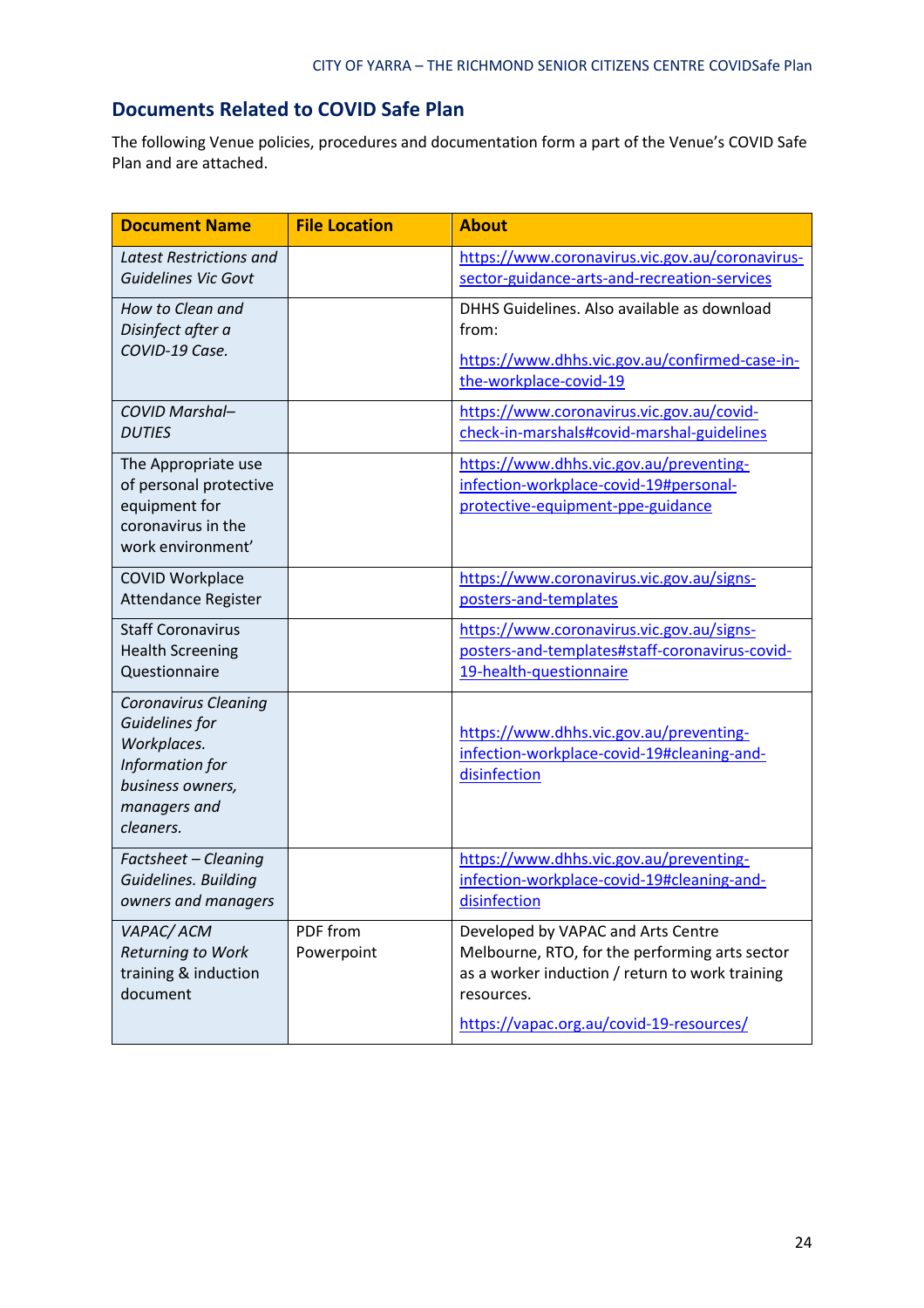## Documents Related to COVID Safe Plan

The following Venue policies, procedures and documentation form a part of the Venue's COVID Safe Plan and are attached.

| Document Name | File Location | About |
|---|---|---|
| *Latest Restrictions and Guidelines Vic Govt* | | https://www.coronavirus.vic.gov.au/coronavirus-sector-guidance-arts-and-recreation-services |
| *How to Clean and Disinfect after a COVID-19 Case.* | | DHHS Guidelines. Also available as download from: https://www.dhhs.vic.gov.au/confirmed-case-in-the-workplace-covid-19 |
| *COVID Marshal– DUTIES* | | https://www.coronavirus.vic.gov.au/covid-check-in-marshals#covid-marshal-guidelines |
| The Appropriate use of personal protective equipment for coronavirus in the work environment' | | https://www.dhhs.vic.gov.au/preventing-infection-workplace-covid-19#personal-protective-equipment-ppe-guidance |
| COVID Workplace Attendance Register | | https://www.coronavirus.vic.gov.au/signs-posters-and-templates |
| Staff Coronavirus Health Screening Questionnaire | | https://www.coronavirus.vic.gov.au/signs-posters-and-templates#staff-coronavirus-covid-19-health-questionnaire |
| *Coronavirus Cleaning Guidelines for Workplaces. Information for business owners, managers and cleaners.* | | https://www.dhhs.vic.gov.au/preventing-infection-workplace-covid-19#cleaning-and-disinfection |
| *Factsheet – Cleaning Guidelines. Building owners and managers* | | https://www.dhhs.vic.gov.au/preventing-infection-workplace-covid-19#cleaning-and-disinfection |
| *VAPAC/ ACM Returning to Work* training & induction document | PDF from Powerpoint | Developed by VAPAC and Arts Centre Melbourne, RTO, for the performing arts sector as a worker induction / return to work training resources. https://vapac.org.au/covid-19-resources/ |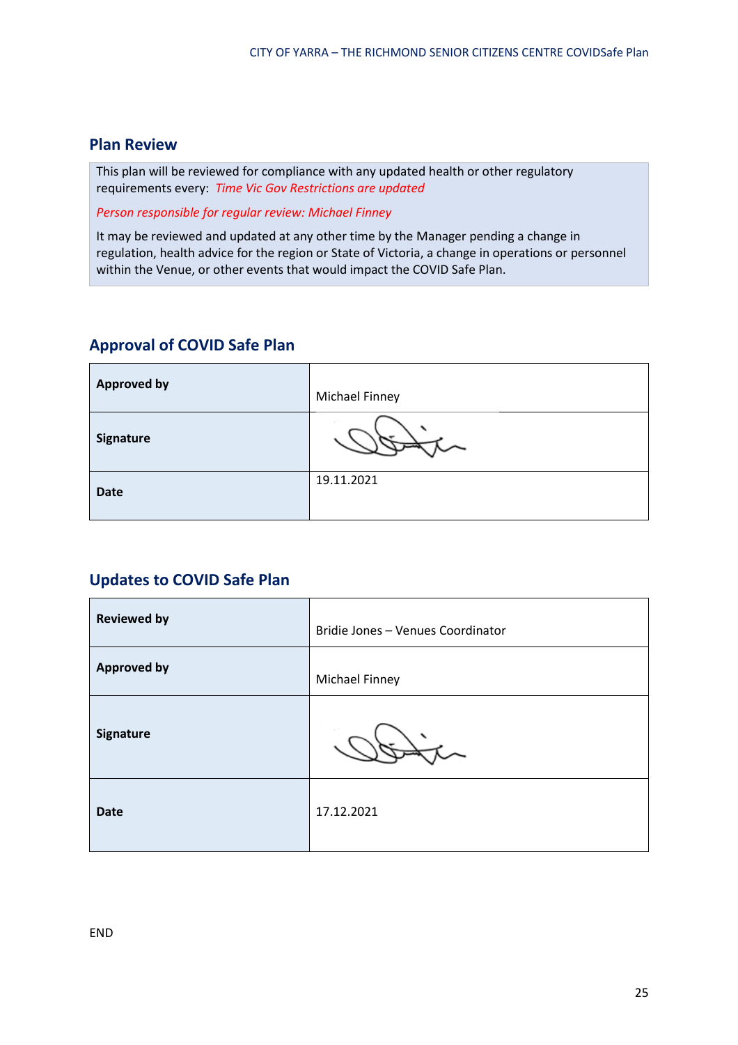## Plan Review

This plan will be reviewed for compliance with any updated health or other regulatory requirements every: *Time Vic Gov Restrictions are updated*

*Person responsible for regular review: Michael Finney*

It may be reviewed and updated at any other time by the Manager pending a change in regulation, health advice for the region or State of Victoria, a change in operations or personnel within the Venue, or other events that would impact the COVID Safe Plan.

## Approval of COVID Safe Plan

| | |
|---|---|
| **Approved by** | Michael Finney |
| **Signature** | |
| **Date** | 19.11.2021 |

## Updates to COVID Safe Plan

| | |
|---|---|
| **Reviewed by** | Bridie Jones – Venues Coordinator |
| **Approved by** | Michael Finney |
| **Signature** | |
| **Date** | 17.12.2021 |

END